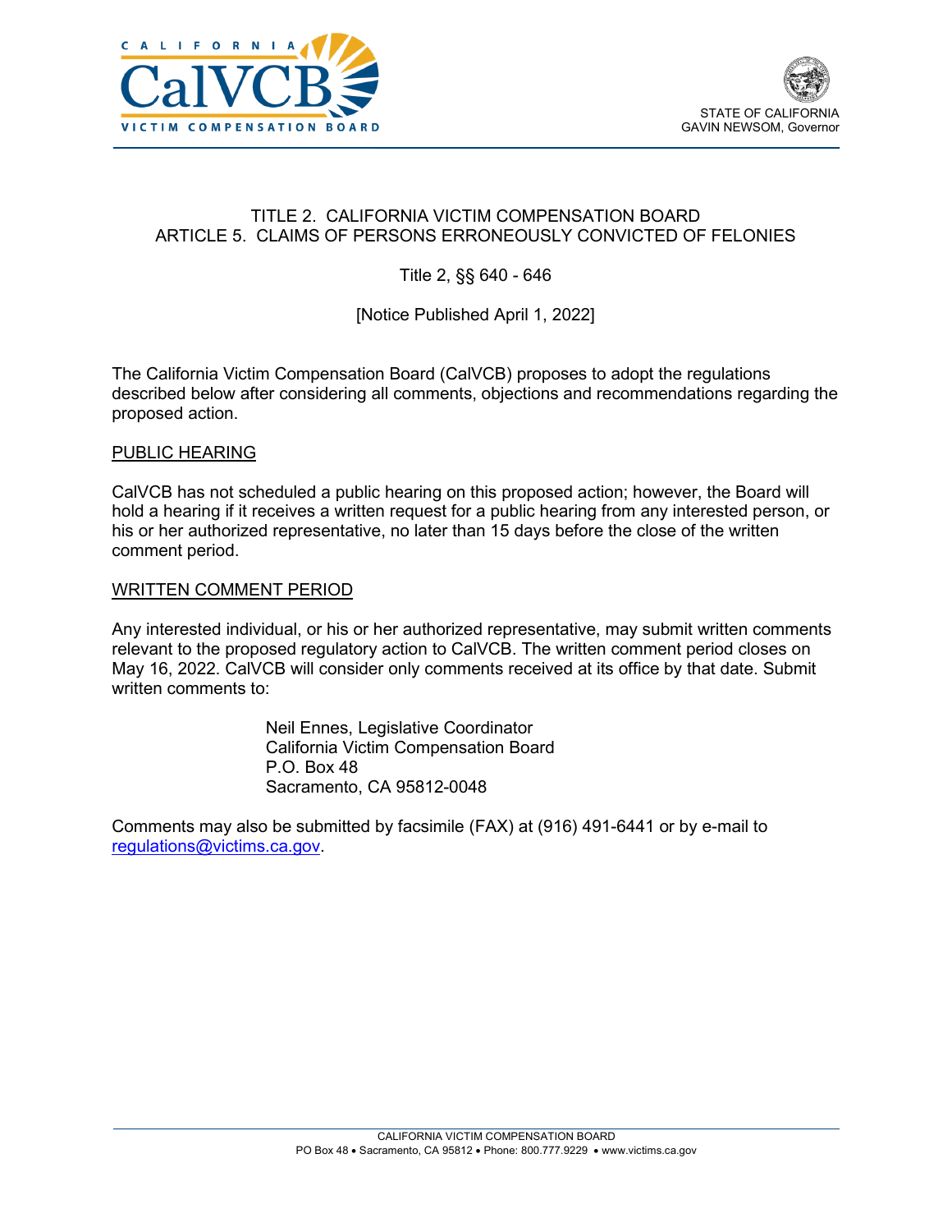CALIFORNIA CalVCB VICTIM COMPENSATION BOARD

STATE OF CALIFORNIA
GAVIN NEWSOM, Governor

# TITLE 2. CALIFORNIA VICTIM COMPENSATION BOARD
# ARTICLE 5. CLAIMS OF PERSONS ERRONEOUSLY CONVICTED OF FELONIES

Title 2, §§ 640 - 646

[Notice Published April 1, 2022]

The California Victim Compensation Board (CalVCB) proposes to adopt the regulations described below after considering all comments, objections and recommendations regarding the proposed action.

## PUBLIC HEARING

CalVCB has not scheduled a public hearing on this proposed action; however, the Board will hold a hearing if it receives a written request for a public hearing from any interested person, or his or her authorized representative, no later than 15 days before the close of the written comment period.

## WRITTEN COMMENT PERIOD

Any interested individual, or his or her authorized representative, may submit written comments relevant to the proposed regulatory action to CalVCB. The written comment period closes on May 16, 2022. CalVCB will consider only comments received at its office by that date. Submit written comments to:

Neil Ennes, Legislative Coordinator
California Victim Compensation Board
P.O. Box 48
Sacramento, CA 95812-0048

Comments may also be submitted by facsimile (FAX) at (916) 491-6441 or by e-mail to regulations@victims.ca.gov.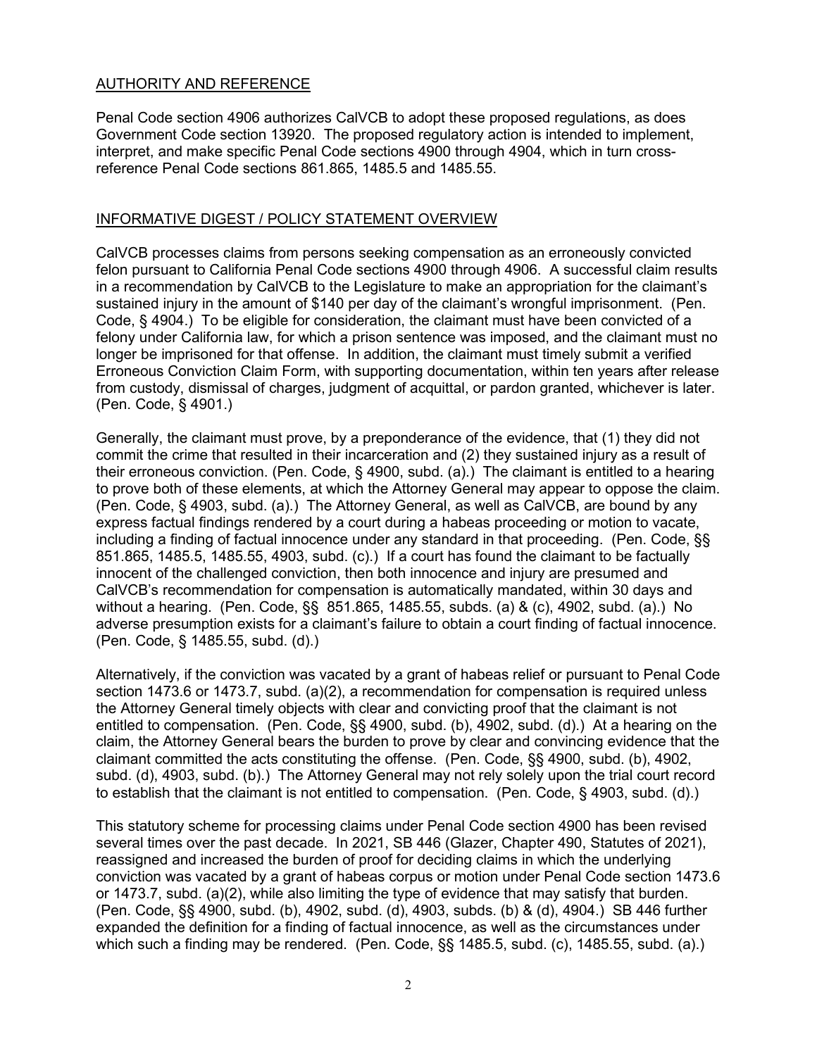## AUTHORITY AND REFERENCE

Penal Code section 4906 authorizes CalVCB to adopt these proposed regulations, as does Government Code section 13920. The proposed regulatory action is intended to implement, interpret, and make specific Penal Code sections 4900 through 4904, which in turn cross-reference Penal Code sections 861.865, 1485.5 and 1485.55.

## INFORMATIVE DIGEST / POLICY STATEMENT OVERVIEW

CalVCB processes claims from persons seeking compensation as an erroneously convicted felon pursuant to California Penal Code sections 4900 through 4906. A successful claim results in a recommendation by CalVCB to the Legislature to make an appropriation for the claimant's sustained injury in the amount of $140 per day of the claimant's wrongful imprisonment. (Pen. Code, § 4904.) To be eligible for consideration, the claimant must have been convicted of a felony under California law, for which a prison sentence was imposed, and the claimant must no longer be imprisoned for that offense. In addition, the claimant must timely submit a verified Erroneous Conviction Claim Form, with supporting documentation, within ten years after release from custody, dismissal of charges, judgment of acquittal, or pardon granted, whichever is later. (Pen. Code, § 4901.)

Generally, the claimant must prove, by a preponderance of the evidence, that (1) they did not commit the crime that resulted in their incarceration and (2) they sustained injury as a result of their erroneous conviction. (Pen. Code, § 4900, subd. (a).) The claimant is entitled to a hearing to prove both of these elements, at which the Attorney General may appear to oppose the claim. (Pen. Code, § 4903, subd. (a).) The Attorney General, as well as CalVCB, are bound by any express factual findings rendered by a court during a habeas proceeding or motion to vacate, including a finding of factual innocence under any standard in that proceeding. (Pen. Code, §§ 851.865, 1485.5, 1485.55, 4903, subd. (c).) If a court has found the claimant to be factually innocent of the challenged conviction, then both innocence and injury are presumed and CalVCB's recommendation for compensation is automatically mandated, within 30 days and without a hearing. (Pen. Code, §§ 851.865, 1485.55, subds. (a) & (c), 4902, subd. (a).) No adverse presumption exists for a claimant's failure to obtain a court finding of factual innocence. (Pen. Code, § 1485.55, subd. (d).)

Alternatively, if the conviction was vacated by a grant of habeas relief or pursuant to Penal Code section 1473.6 or 1473.7, subd. (a)(2), a recommendation for compensation is required unless the Attorney General timely objects with clear and convicting proof that the claimant is not entitled to compensation. (Pen. Code, §§ 4900, subd. (b), 4902, subd. (d).) At a hearing on the claim, the Attorney General bears the burden to prove by clear and convincing evidence that the claimant committed the acts constituting the offense. (Pen. Code, §§ 4900, subd. (b), 4902, subd. (d), 4903, subd. (b).) The Attorney General may not rely solely upon the trial court record to establish that the claimant is not entitled to compensation. (Pen. Code, § 4903, subd. (d).)

This statutory scheme for processing claims under Penal Code section 4900 has been revised several times over the past decade. In 2021, SB 446 (Glazer, Chapter 490, Statutes of 2021), reassigned and increased the burden of proof for deciding claims in which the underlying conviction was vacated by a grant of habeas corpus or motion under Penal Code section 1473.6 or 1473.7, subd. (a)(2), while also limiting the type of evidence that may satisfy that burden. (Pen. Code, §§ 4900, subd. (b), 4902, subd. (d), 4903, subds. (b) & (d), 4904.) SB 446 further expanded the definition for a finding of factual innocence, as well as the circumstances under which such a finding may be rendered. (Pen. Code, §§ 1485.5, subd. (c), 1485.55, subd. (a).)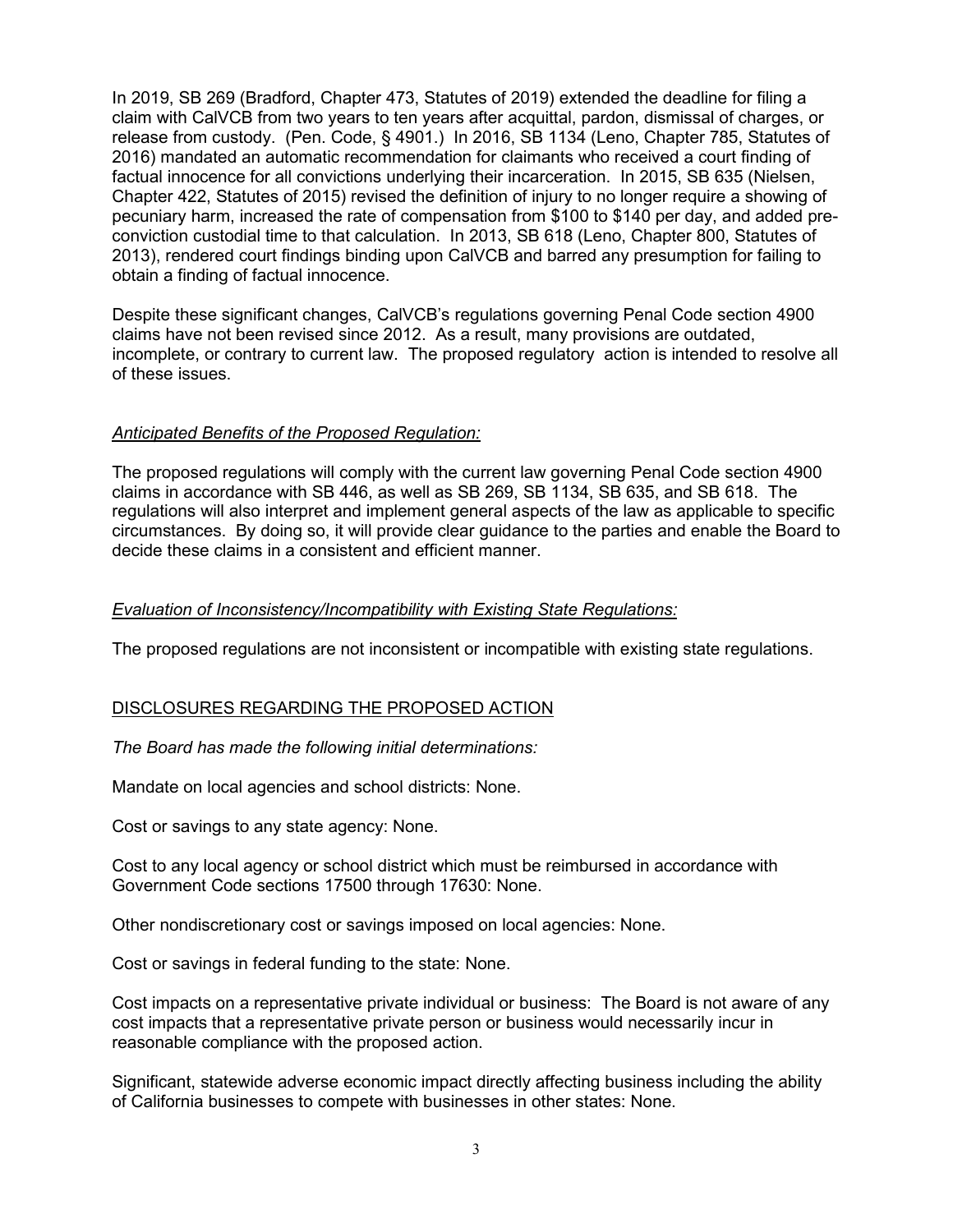In 2019, SB 269 (Bradford, Chapter 473, Statutes of 2019) extended the deadline for filing a claim with CalVCB from two years to ten years after acquittal, pardon, dismissal of charges, or release from custody. (Pen. Code, § 4901.) In 2016, SB 1134 (Leno, Chapter 785, Statutes of 2016) mandated an automatic recommendation for claimants who received a court finding of factual innocence for all convictions underlying their incarceration. In 2015, SB 635 (Nielsen, Chapter 422, Statutes of 2015) revised the definition of injury to no longer require a showing of pecuniary harm, increased the rate of compensation from $100 to $140 per day, and added pre-conviction custodial time to that calculation. In 2013, SB 618 (Leno, Chapter 800, Statutes of 2013), rendered court findings binding upon CalVCB and barred any presumption for failing to obtain a finding of factual innocence.

Despite these significant changes, CalVCB's regulations governing Penal Code section 4900 claims have not been revised since 2012. As a result, many provisions are outdated, incomplete, or contrary to current law. The proposed regulatory action is intended to resolve all of these issues.

*Anticipated Benefits of the Proposed Regulation:*

The proposed regulations will comply with the current law governing Penal Code section 4900 claims in accordance with SB 446, as well as SB 269, SB 1134, SB 635, and SB 618. The regulations will also interpret and implement general aspects of the law as applicable to specific circumstances. By doing so, it will provide clear guidance to the parties and enable the Board to decide these claims in a consistent and efficient manner.

*Evaluation of Inconsistency/Incompatibility with Existing State Regulations:*

The proposed regulations are not inconsistent or incompatible with existing state regulations.

## DISCLOSURES REGARDING THE PROPOSED ACTION

*The Board has made the following initial determinations:*

Mandate on local agencies and school districts: None.

Cost or savings to any state agency: None.

Cost to any local agency or school district which must be reimbursed in accordance with Government Code sections 17500 through 17630: None.

Other nondiscretionary cost or savings imposed on local agencies: None.

Cost or savings in federal funding to the state: None.

Cost impacts on a representative private individual or business: The Board is not aware of any cost impacts that a representative private person or business would necessarily incur in reasonable compliance with the proposed action.

Significant, statewide adverse economic impact directly affecting business including the ability of California businesses to compete with businesses in other states: None.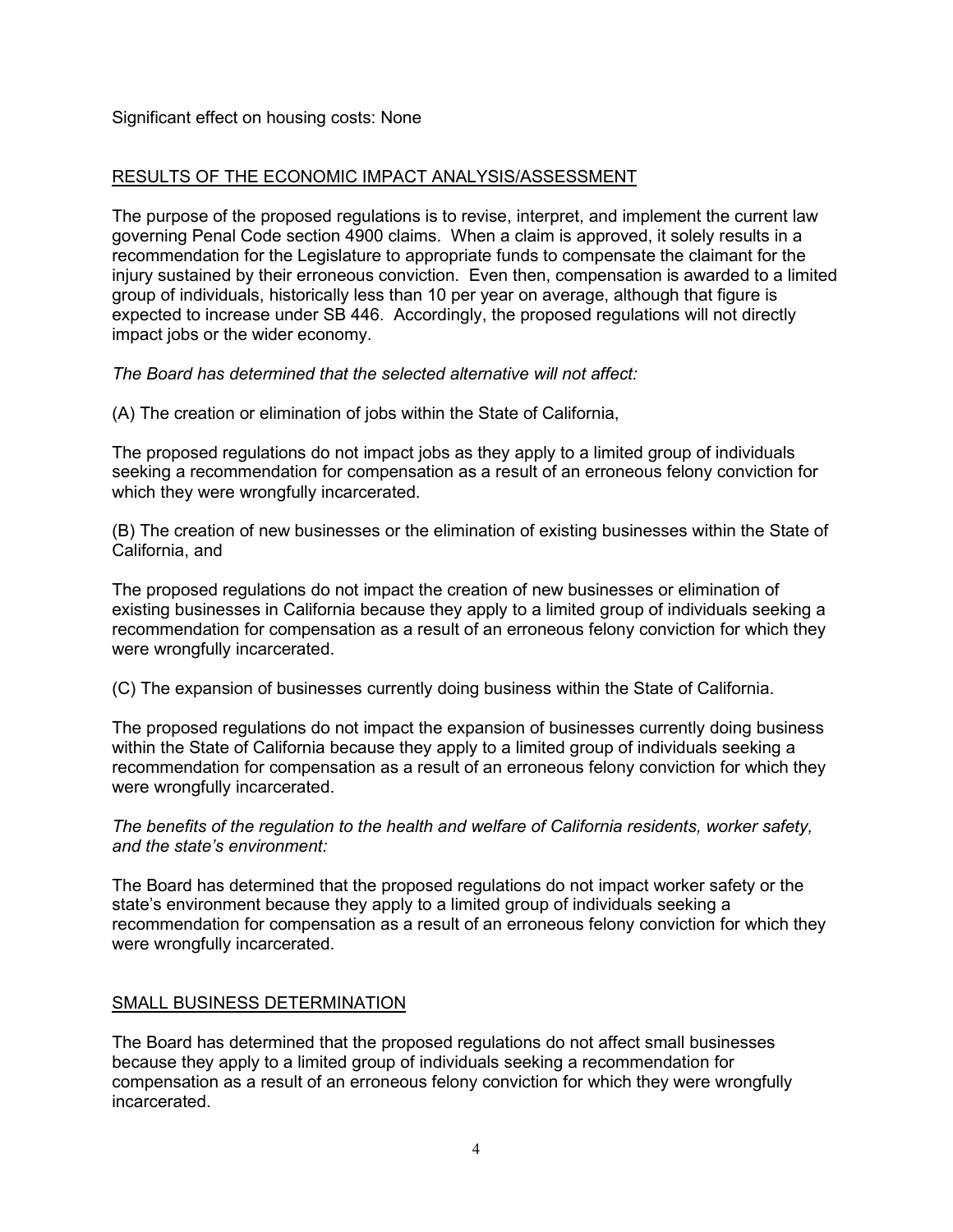Significant effect on housing costs: None

## RESULTS OF THE ECONOMIC IMPACT ANALYSIS/ASSESSMENT

The purpose of the proposed regulations is to revise, interpret, and implement the current law governing Penal Code section 4900 claims. When a claim is approved, it solely results in a recommendation for the Legislature to appropriate funds to compensate the claimant for the injury sustained by their erroneous conviction. Even then, compensation is awarded to a limited group of individuals, historically less than 10 per year on average, although that figure is expected to increase under SB 446. Accordingly, the proposed regulations will not directly impact jobs or the wider economy.

*The Board has determined that the selected alternative will not affect:*

(A) The creation or elimination of jobs within the State of California,

The proposed regulations do not impact jobs as they apply to a limited group of individuals seeking a recommendation for compensation as a result of an erroneous felony conviction for which they were wrongfully incarcerated.

(B) The creation of new businesses or the elimination of existing businesses within the State of California, and

The proposed regulations do not impact the creation of new businesses or elimination of existing businesses in California because they apply to a limited group of individuals seeking a recommendation for compensation as a result of an erroneous felony conviction for which they were wrongfully incarcerated.

(C) The expansion of businesses currently doing business within the State of California.

The proposed regulations do not impact the expansion of businesses currently doing business within the State of California because they apply to a limited group of individuals seeking a recommendation for compensation as a result of an erroneous felony conviction for which they were wrongfully incarcerated.

*The benefits of the regulation to the health and welfare of California residents, worker safety, and the state's environment:*

The Board has determined that the proposed regulations do not impact worker safety or the state's environment because they apply to a limited group of individuals seeking a recommendation for compensation as a result of an erroneous felony conviction for which they were wrongfully incarcerated.

## SMALL BUSINESS DETERMINATION

The Board has determined that the proposed regulations do not affect small businesses because they apply to a limited group of individuals seeking a recommendation for compensation as a result of an erroneous felony conviction for which they were wrongfully incarcerated.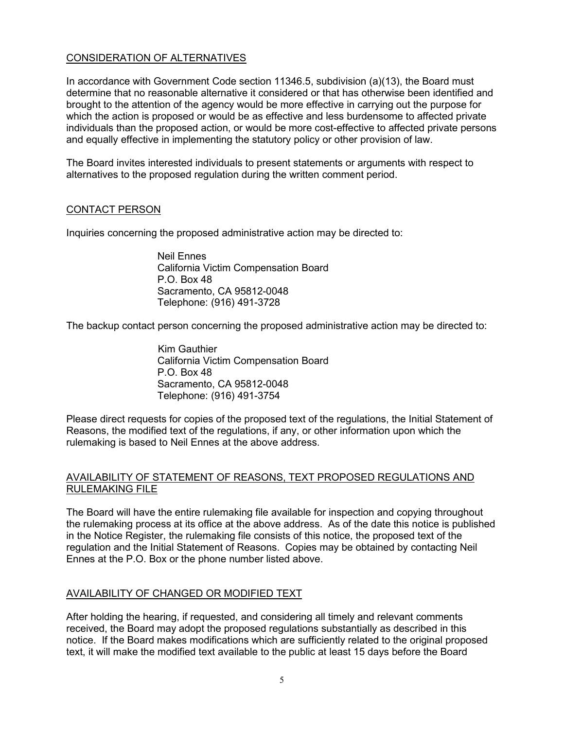## CONSIDERATION OF ALTERNATIVES

In accordance with Government Code section 11346.5, subdivision (a)(13), the Board must determine that no reasonable alternative it considered or that has otherwise been identified and brought to the attention of the agency would be more effective in carrying out the purpose for which the action is proposed or would be as effective and less burdensome to affected private individuals than the proposed action, or would be more cost-effective to affected private persons and equally effective in implementing the statutory policy or other provision of law.

The Board invites interested individuals to present statements or arguments with respect to alternatives to the proposed regulation during the written comment period.

## CONTACT PERSON

Inquiries concerning the proposed administrative action may be directed to:

> Neil Ennes
> California Victim Compensation Board
> P.O. Box 48
> Sacramento, CA 95812-0048
> Telephone: (916) 491-3728

The backup contact person concerning the proposed administrative action may be directed to:

> Kim Gauthier
> California Victim Compensation Board
> P.O. Box 48
> Sacramento, CA 95812-0048
> Telephone: (916) 491-3754

Please direct requests for copies of the proposed text of the regulations, the Initial Statement of Reasons, the modified text of the regulations, if any, or other information upon which the rulemaking is based to Neil Ennes at the above address.

## AVAILABILITY OF STATEMENT OF REASONS, TEXT PROPOSED REGULATIONS AND RULEMAKING FILE

The Board will have the entire rulemaking file available for inspection and copying throughout the rulemaking process at its office at the above address. As of the date this notice is published in the Notice Register, the rulemaking file consists of this notice, the proposed text of the regulation and the Initial Statement of Reasons. Copies may be obtained by contacting Neil Ennes at the P.O. Box or the phone number listed above.

## AVAILABILITY OF CHANGED OR MODIFIED TEXT

After holding the hearing, if requested, and considering all timely and relevant comments received, the Board may adopt the proposed regulations substantially as described in this notice. If the Board makes modifications which are sufficiently related to the original proposed text, it will make the modified text available to the public at least 15 days before the Board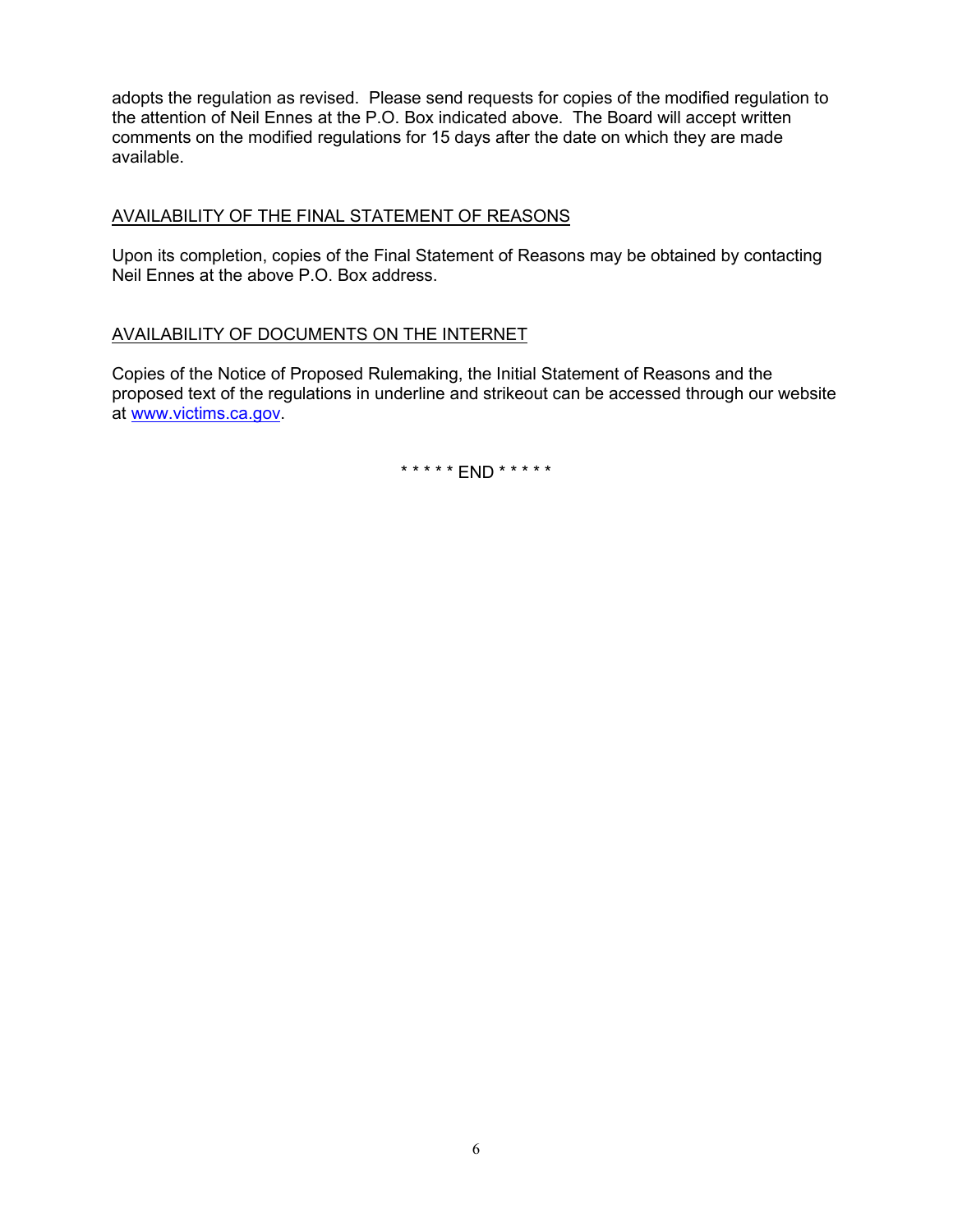adopts the regulation as revised. Please send requests for copies of the modified regulation to the attention of Neil Ennes at the P.O. Box indicated above. The Board will accept written comments on the modified regulations for 15 days after the date on which they are made available.

## AVAILABILITY OF THE FINAL STATEMENT OF REASONS

Upon its completion, copies of the Final Statement of Reasons may be obtained by contacting Neil Ennes at the above P.O. Box address.

## AVAILABILITY OF DOCUMENTS ON THE INTERNET

Copies of the Notice of Proposed Rulemaking, the Initial Statement of Reasons and the proposed text of the regulations in underline and strikeout can be accessed through our website at www.victims.ca.gov.

* * * * * END * * * * *